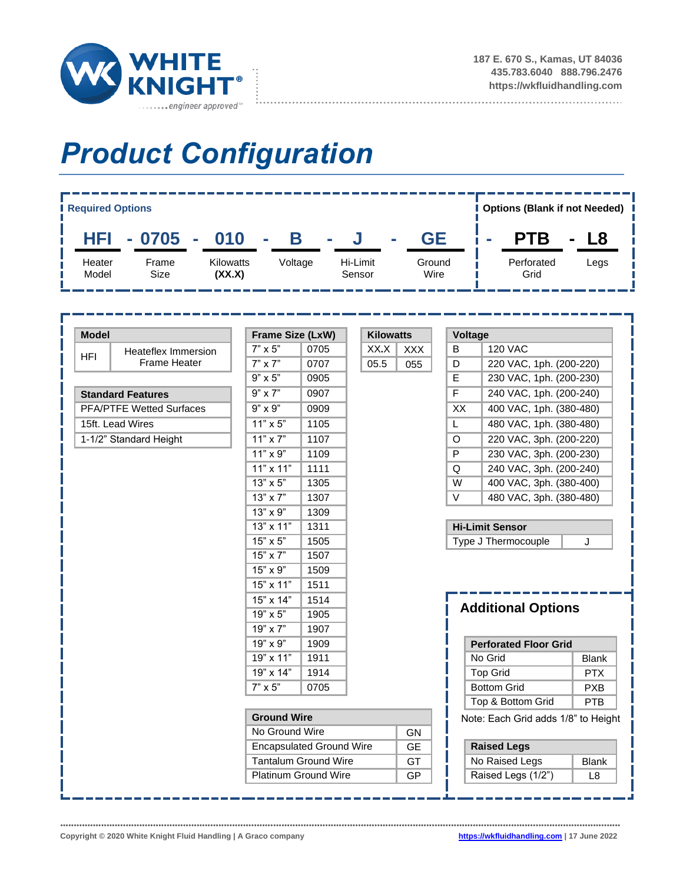187 E. 670 S., Kamas, UT 84036
435.783.6040 888.796.2476
https://wkfluidhandling.com

# Product Configuration

| Required Options | | | | | | Options (Blank if not Needed) | |
|---|---|---|---|---|---|---|---|
| HFI | - 0705 | - 010 | - B | - J | - GE | - PTB | - L8 |
| Heater Model | Frame Size | Kilowatts (XX.X) | Voltage | Hi-Limit Sensor | Ground Wire | Perforated Grid | Legs |

| Model | |
|---|---|
| HFI | Heateflex Immersion Frame Heater |

| Standard Features |
|---|
| PFA/PTFE Wetted Surfaces |
| 15ft. Lead Wires |
| 1-1/2" Standard Height |

| Frame Size (LxW) | |
|---|---|
| 7" x 5" | 0705 |
| 7" x 7" | 0707 |
| 9" x 5" | 0905 |
| 9" x 7" | 0907 |
| 9" x 9" | 0909 |
| 11" x 5" | 1105 |
| 11" x 7" | 1107 |
| 11" x 9" | 1109 |
| 11" x 11" | 1111 |
| 13" x 5" | 1305 |
| 13" x 7" | 1307 |
| 13" x 9" | 1309 |
| 13" x 11" | 1311 |
| 15" x 5" | 1505 |
| 15" x 7" | 1507 |
| 15" x 9" | 1509 |
| 15" x 11" | 1511 |
| 15" x 14" | 1514 |
| 19" x 5" | 1905 |
| 19" x 7" | 1907 |
| 19" x 9" | 1909 |
| 19" x 11" | 1911 |
| 19" x 14" | 1914 |
| 7" x 5" | 0705 |

| Kilowatts | |
|---|---|
| XX.X | XXX |
| 05.5 | 055 |

| Voltage | |
|---|---|
| B | 120 VAC |
| D | 220 VAC, 1ph. (200-220) |
| E | 230 VAC, 1ph. (200-230) |
| F | 240 VAC, 1ph. (200-240) |
| XX | 400 VAC, 1ph. (380-480) |
| L | 480 VAC, 1ph. (380-480) |
| O | 220 VAC, 3ph. (200-220) |
| P | 230 VAC, 3ph. (200-230) |
| Q | 240 VAC, 3ph. (200-240) |
| W | 400 VAC, 3ph. (380-400) |
| V | 480 VAC, 3ph. (380-480) |

| Hi-Limit Sensor | |
|---|---|
| Type J Thermocouple | J |

| Ground Wire | |
|---|---|
| No Ground Wire | GN |
| Encapsulated Ground Wire | GE |
| Tantalum Ground Wire | GT |
| Platinum Ground Wire | GP |

## Additional Options

| Perforated Floor Grid | |
|---|---|
| No Grid | Blank |
| Top Grid | PTX |
| Bottom Grid | PXB |
| Top & Bottom Grid | PTB |

Note: Each Grid adds 1/8" to Height

| Raised Legs | |
|---|---|
| No Raised Legs | Blank |
| Raised Legs (1/2") | L8 |

Copyright © 2020 White Knight Fluid Handling | A Graco company

https://wkfluidhandling.com | 17 June 2022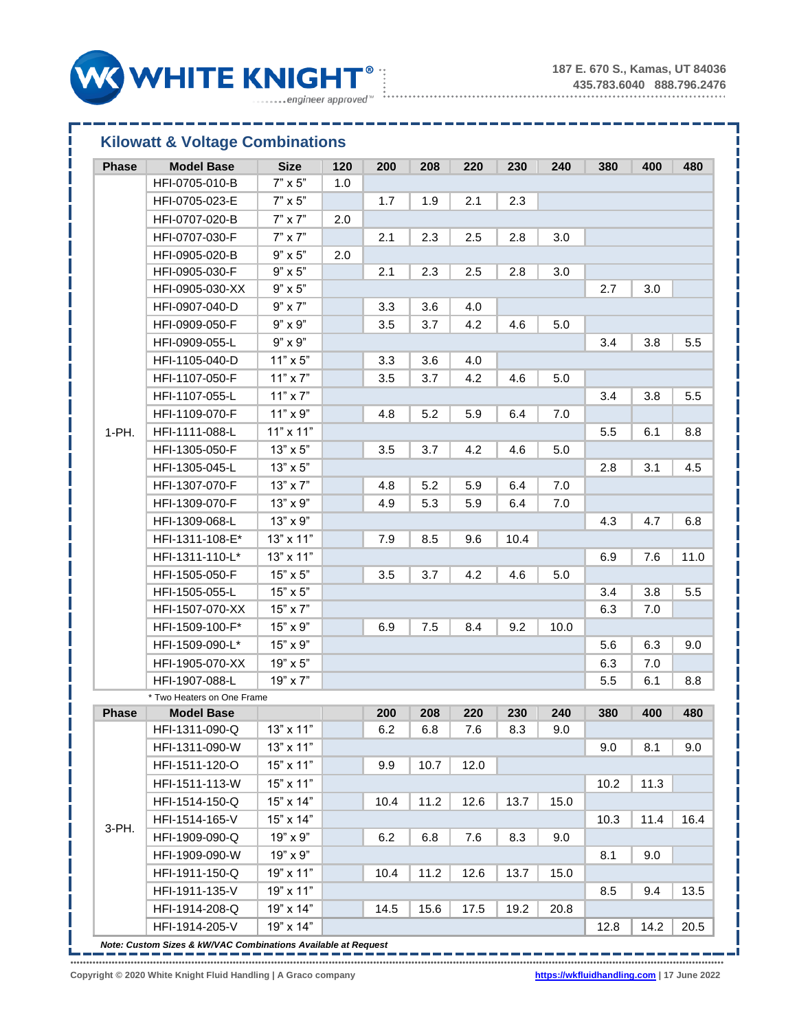## Kilowatt & Voltage Combinations

| Phase | Model Base | Size | 120 | 200 | 208 | 220 | 230 | 240 | 380 | 400 | 480 |
|---|---|---|---|---|---|---|---|---|---|---|---|
| 1-PH. | HFI-0705-010-B | 7" x 5" | 1.0 | | | | | | | | |
| | HFI-0705-023-E | 7" x 5" | | 1.7 | 1.9 | 2.1 | 2.3 | | | | |
| | HFI-0707-020-B | 7" x 7" | 2.0 | | | | | | | | |
| | HFI-0707-030-F | 7" x 7" | | 2.1 | 2.3 | 2.5 | 2.8 | 3.0 | | | |
| | HFI-0905-020-B | 9" x 5" | 2.0 | | | | | | | | |
| | HFI-0905-030-F | 9" x 5" | | 2.1 | 2.3 | 2.5 | 2.8 | 3.0 | | | |
| | HFI-0905-030-XX | 9" x 5" | | | | | | | 2.7 | 3.0 | |
| | HFI-0907-040-D | 9" x 7" | | 3.3 | 3.6 | 4.0 | | | | | |
| | HFI-0909-050-F | 9" x 9" | | 3.5 | 3.7 | 4.2 | 4.6 | 5.0 | | | |
| | HFI-0909-055-L | 9" x 9" | | | | | | | 3.4 | 3.8 | 5.5 |
| | HFI-1105-040-D | 11" x 5" | | 3.3 | 3.6 | 4.0 | | | | | |
| | HFI-1107-050-F | 11" x 7" | | 3.5 | 3.7 | 4.2 | 4.6 | 5.0 | | | |
| | HFI-1107-055-L | 11" x 7" | | | | | | | 3.4 | 3.8 | 5.5 |
| | HFI-1109-070-F | 11" x 9" | | 4.8 | 5.2 | 5.9 | 6.4 | 7.0 | | | |
| | HFI-1111-088-L | 11" x 11" | | | | | | | 5.5 | 6.1 | 8.8 |
| | HFI-1305-050-F | 13" x 5" | | 3.5 | 3.7 | 4.2 | 4.6 | 5.0 | | | |
| | HFI-1305-045-L | 13" x 5" | | | | | | | 2.8 | 3.1 | 4.5 |
| | HFI-1307-070-F | 13" x 7" | | 4.8 | 5.2 | 5.9 | 6.4 | 7.0 | | | |
| | HFI-1309-070-F | 13" x 9" | | 4.9 | 5.3 | 5.9 | 6.4 | 7.0 | | | |
| | HFI-1309-068-L | 13" x 9" | | | | | | | 4.3 | 4.7 | 6.8 |
| | HFI-1311-108-E* | 13" x 11" | | 7.9 | 8.5 | 9.6 | 10.4 | | | | |
| | HFI-1311-110-L* | 13" x 11" | | | | | | | 6.9 | 7.6 | 11.0 |
| | HFI-1505-050-F | 15" x 5" | | 3.5 | 3.7 | 4.2 | 4.6 | 5.0 | | | |
| | HFI-1505-055-L | 15" x 5" | | | | | | | 3.4 | 3.8 | 5.5 |
| | HFI-1507-070-XX | 15" x 7" | | | | | | | 6.3 | 7.0 | |
| | HFI-1509-100-F* | 15" x 9" | | 6.9 | 7.5 | 8.4 | 9.2 | 10.0 | | | |
| | HFI-1509-090-L* | 15" x 9" | | | | | | | 5.6 | 6.3 | 9.0 |
| | HFI-1905-070-XX | 19" x 5" | | | | | | | 6.3 | 7.0 | |
| | HFI-1907-088-L | 19" x 7" | | | | | | | 5.5 | 6.1 | 8.8 |

\* Two Heaters on One Frame

| Phase | Model Base | | | 200 | 208 | 220 | 230 | 240 | 380 | 400 | 480 |
|---|---|---|---|---|---|---|---|---|---|---|---|
| 3-PH. | HFI-1311-090-Q | 13" x 11" | | 6.2 | 6.8 | 7.6 | 8.3 | 9.0 | | | |
| | HFI-1311-090-W | 13" x 11" | | | | | | | 9.0 | 8.1 | 9.0 |
| | HFI-1511-120-O | 15" x 11" | | 9.9 | 10.7 | 12.0 | | | | | |
| | HFI-1511-113-W | 15" x 11" | | | | | | | 10.2 | 11.3 | |
| | HFI-1514-150-Q | 15" x 14" | | 10.4 | 11.2 | 12.6 | 13.7 | 15.0 | | | |
| | HFI-1514-165-V | 15" x 14" | | | | | | | 10.3 | 11.4 | 16.4 |
| | HFI-1909-090-Q | 19" x 9" | | 6.2 | 6.8 | 7.6 | 8.3 | 9.0 | | | |
| | HFI-1909-090-W | 19" x 9" | | | | | | | 8.1 | 9.0 | |
| | HFI-1911-150-Q | 19" x 11" | | 10.4 | 11.2 | 12.6 | 13.7 | 15.0 | | | |
| | HFI-1911-135-V | 19" x 11" | | | | | | | 8.5 | 9.4 | 13.5 |
| | HFI-1914-208-Q | 19" x 14" | | 14.5 | 15.6 | 17.5 | 19.2 | 20.8 | | | |
| | HFI-1914-205-V | 19" x 14" | | | | | | | 12.8 | 14.2 | 20.5 |

***Note: Custom Sizes & kW/VAC Combinations Available at Request***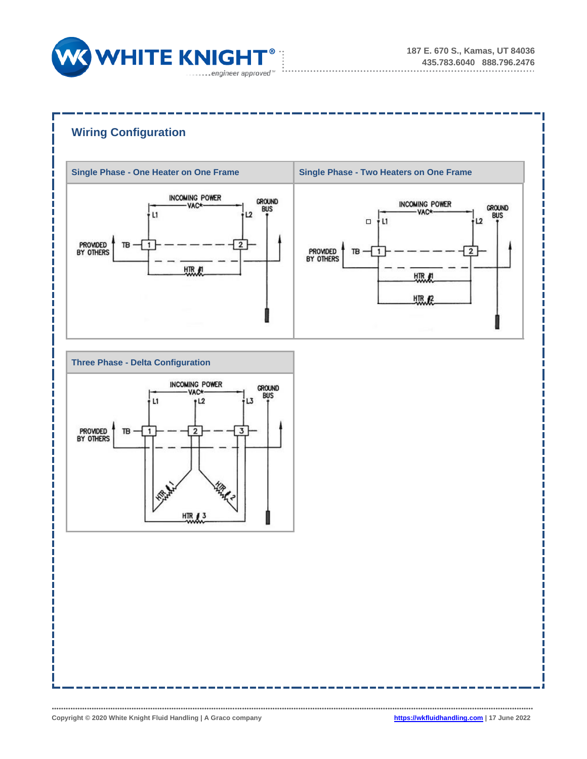## Wiring Configuration

### Single Phase - One Heater on One Frame

INCOMING POWER
VAC*
L1
L2
GROUND BUS
PROVIDED BY OTHERS
TB
1
2
HTR #1

### Single Phase - Two Heaters on One Frame

INCOMING POWER
VAC*
L1
L2
GROUND BUS
PROVIDED BY OTHERS
TB
1
2
HTR #1
HTR #2

### Three Phase - Delta Configuration

INCOMING POWER
VAC*
L1
L2
L3
GROUND BUS
PROVIDED BY OTHERS
TB
1
2
3
HTR #1
HTR #2
HTR # 3